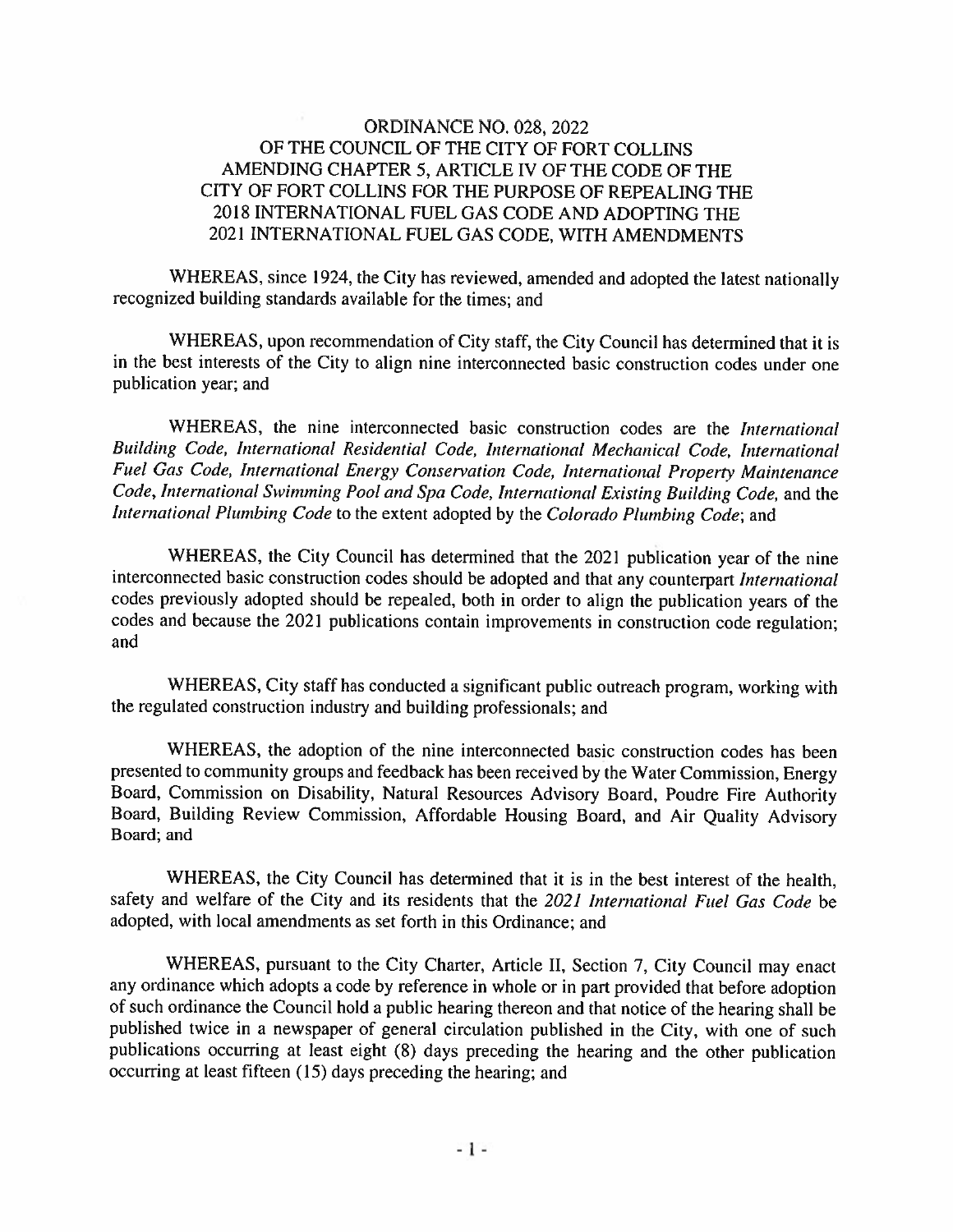# ORDINANCE NO. 028, 2022
# OF THE COUNCIL OF THE CITY OF FORT COLLINS
# AMENDING CHAPTER 5, ARTICLE IV OF THE CODE OF THE CITY OF FORT COLLINS FOR THE PURPOSE OF REPEALING THE 2018 INTERNATIONAL FUEL GAS CODE AND ADOPTING THE 2021 INTERNATIONAL FUEL GAS CODE, WITH AMENDMENTS

WHEREAS, since 1924, the City has reviewed, amended and adopted the latest nationally recognized building standards available for the times; and

WHEREAS, upon recommendation of City staff, the City Council has determined that it is in the best interests of the City to align nine interconnected basic construction codes under one publication year; and

WHEREAS, the nine interconnected basic construction codes are the *International Building Code, International Residential Code, International Mechanical Code, International Fuel Gas Code, International Energy Conservation Code, International Property Maintenance Code, International Swimming Pool and Spa Code, International Existing Building Code,* and the *International Plumbing Code* to the extent adopted by the *Colorado Plumbing Code*; and

WHEREAS, the City Council has determined that the 2021 publication year of the nine interconnected basic construction codes should be adopted and that any counterpart *International* codes previously adopted should be repealed, both in order to align the publication years of the codes and because the 2021 publications contain improvements in construction code regulation; and

WHEREAS, City staff has conducted a significant public outreach program, working with the regulated construction industry and building professionals; and

WHEREAS, the adoption of the nine interconnected basic construction codes has been presented to community groups and feedback has been received by the Water Commission, Energy Board, Commission on Disability, Natural Resources Advisory Board, Poudre Fire Authority Board, Building Review Commission, Affordable Housing Board, and Air Quality Advisory Board; and

WHEREAS, the City Council has determined that it is in the best interest of the health, safety and welfare of the City and its residents that the *2021 International Fuel Gas Code* be adopted, with local amendments as set forth in this Ordinance; and

WHEREAS, pursuant to the City Charter, Article II, Section 7, City Council may enact any ordinance which adopts a code by reference in whole or in part provided that before adoption of such ordinance the Council hold a public hearing thereon and that notice of the hearing shall be published twice in a newspaper of general circulation published in the City, with one of such publications occurring at least eight (8) days preceding the hearing and the other publication occurring at least fifteen (15) days preceding the hearing; and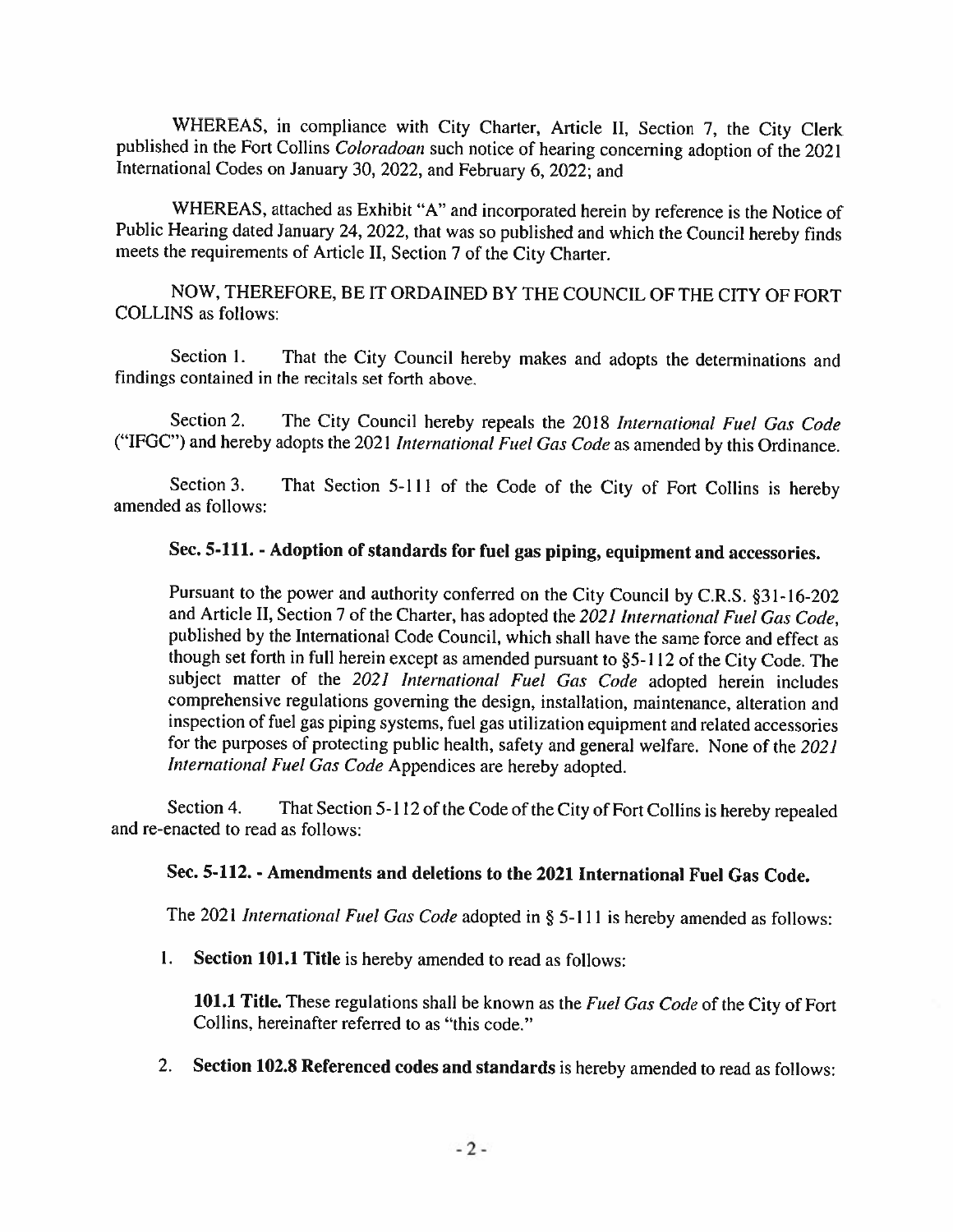WHEREAS, in compliance with City Charter, Article II, Section 7, the City Clerk published in the Fort Collins *Coloradoan* such notice of hearing concerning adoption of the 2021 International Codes on January 30, 2022, and February 6, 2022; and

WHEREAS, attached as Exhibit "A" and incorporated herein by reference is the Notice of Public Hearing dated January 24, 2022, that was so published and which the Council hereby finds meets the requirements of Article II, Section 7 of the City Charter.

NOW, THEREFORE, BE IT ORDAINED BY THE COUNCIL OF THE CITY OF FORT COLLINS as follows:

Section 1. That the City Council hereby makes and adopts the determinations and findings contained in the recitals set forth above.

Section 2. The City Council hereby repeals the 2018 *International Fuel Gas Code* ("IFGC") and hereby adopts the 2021 *International Fuel Gas Code* as amended by this Ordinance.

Section 3. That Section 5-111 of the Code of the City of Fort Collins is hereby amended as follows:

**Sec. 5-111. - Adoption of standards for fuel gas piping, equipment and accessories.**

Pursuant to the power and authority conferred on the City Council by C.R.S. §31-16-202 and Article II, Section 7 of the Charter, has adopted the *2021 International Fuel Gas Code*, published by the International Code Council, which shall have the same force and effect as though set forth in full herein except as amended pursuant to §5-112 of the City Code. The subject matter of the *2021 International Fuel Gas Code* adopted herein includes comprehensive regulations governing the design, installation, maintenance, alteration and inspection of fuel gas piping systems, fuel gas utilization equipment and related accessories for the purposes of protecting public health, safety and general welfare. None of the *2021 International Fuel Gas Code* Appendices are hereby adopted.

Section 4. That Section 5-112 of the Code of the City of Fort Collins is hereby repealed and re-enacted to read as follows:

**Sec. 5-112. - Amendments and deletions to the 2021 International Fuel Gas Code.**

The 2021 *International Fuel Gas Code* adopted in § 5-111 is hereby amended as follows:

1. **Section 101.1 Title** is hereby amended to read as follows:

   **101.1 Title.** These regulations shall be known as the *Fuel Gas Code* of the City of Fort Collins, hereinafter referred to as "this code."

2. **Section 102.8 Referenced codes and standards** is hereby amended to read as follows: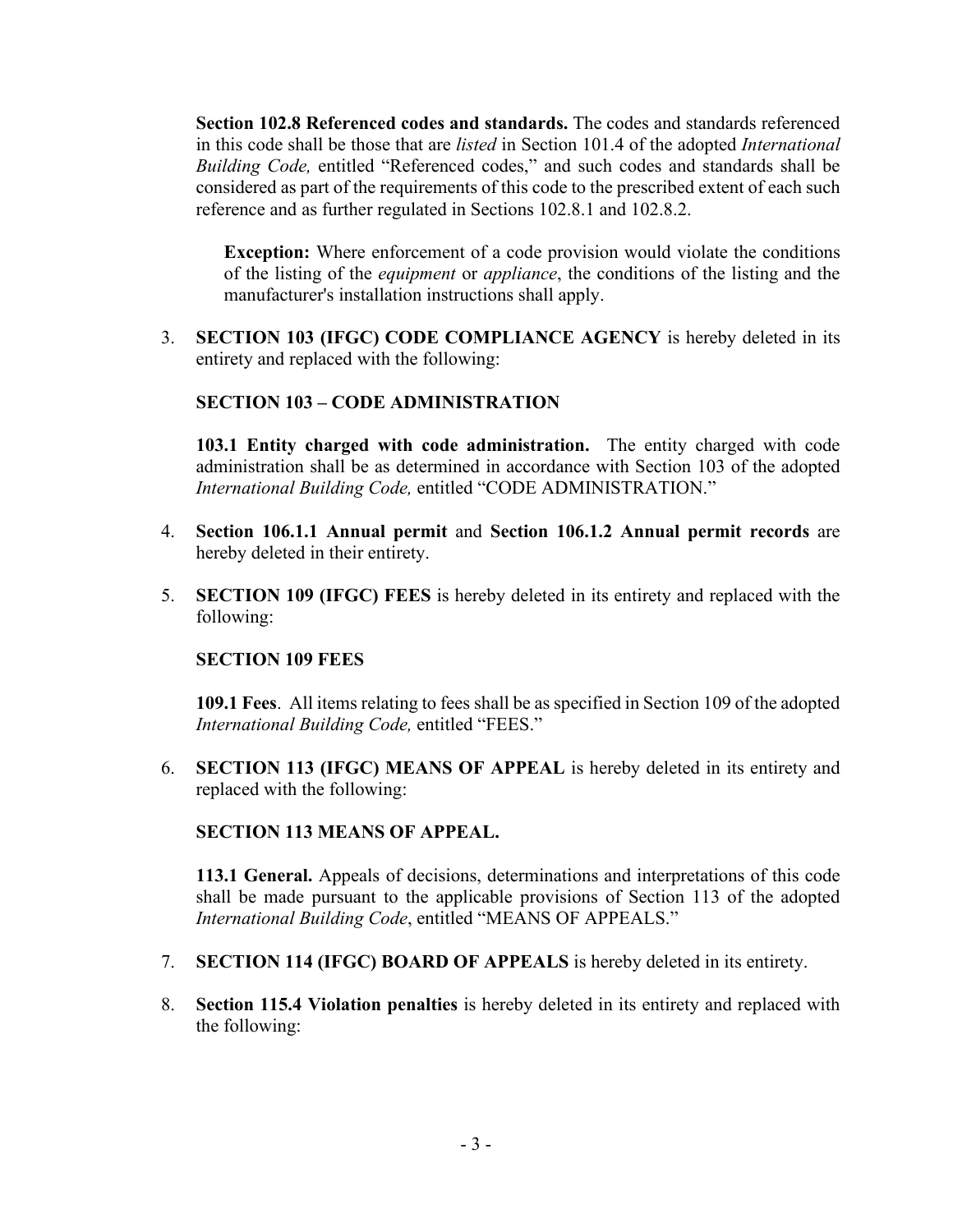**Section 102.8 Referenced codes and standards.** The codes and standards referenced in this code shall be those that are *listed* in Section 101.4 of the adopted *International Building Code,* entitled "Referenced codes," and such codes and standards shall be considered as part of the requirements of this code to the prescribed extent of each such reference and as further regulated in Sections 102.8.1 and 102.8.2.

> **Exception:** Where enforcement of a code provision would violate the conditions of the listing of the *equipment* or *appliance*, the conditions of the listing and the manufacturer's installation instructions shall apply.

3. **SECTION 103 (IFGC) CODE COMPLIANCE AGENCY** is hereby deleted in its entirety and replaced with the following:

   **SECTION 103 – CODE ADMINISTRATION**

   **103.1 Entity charged with code administration.** The entity charged with code administration shall be as determined in accordance with Section 103 of the adopted *International Building Code,* entitled "CODE ADMINISTRATION."

4. **Section 106.1.1 Annual permit** and **Section 106.1.2 Annual permit records** are hereby deleted in their entirety.

5. **SECTION 109 (IFGC) FEES** is hereby deleted in its entirety and replaced with the following:

   **SECTION 109 FEES**

   **109.1 Fees**. All items relating to fees shall be as specified in Section 109 of the adopted *International Building Code,* entitled "FEES."

6. **SECTION 113 (IFGC) MEANS OF APPEAL** is hereby deleted in its entirety and replaced with the following:

   **SECTION 113 MEANS OF APPEAL.**

   **113.1 General.** Appeals of decisions, determinations and interpretations of this code shall be made pursuant to the applicable provisions of Section 113 of the adopted *International Building Code*, entitled "MEANS OF APPEALS."

7. **SECTION 114 (IFGC) BOARD OF APPEALS** is hereby deleted in its entirety.

8. **Section 115.4 Violation penalties** is hereby deleted in its entirety and replaced with the following: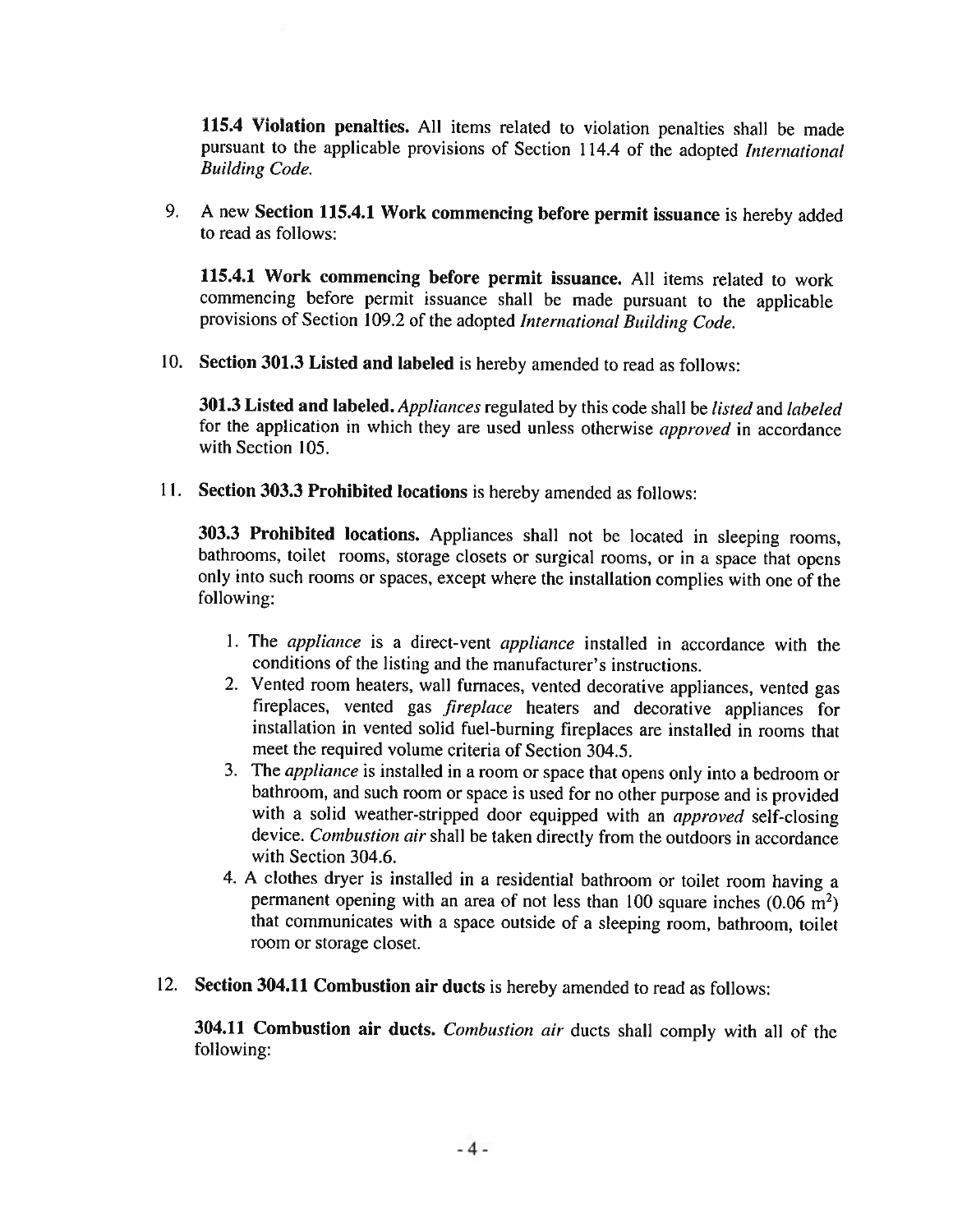**115.4 Violation penalties.** All items related to violation penalties shall be made pursuant to the applicable provisions of Section 114.4 of the adopted *International Building Code.*

9. A new **Section 115.4.1 Work commencing before permit issuance** is hereby added to read as follows:

   **115.4.1 Work commencing before permit issuance.** All items related to work commencing before permit issuance shall be made pursuant to the applicable provisions of Section 109.2 of the adopted *International Building Code.*

10. **Section 301.3 Listed and labeled** is hereby amended to read as follows:

    **301.3 Listed and labeled.** *Appliances* regulated by this code shall be *listed* and *labeled* for the application in which they are used unless otherwise *approved* in accordance with Section 105.

11. **Section 303.3 Prohibited locations** is hereby amended as follows:

    **303.3 Prohibited locations.** Appliances shall not be located in sleeping rooms, bathrooms, toilet rooms, storage closets or surgical rooms, or in a space that opens only into such rooms or spaces, except where the installation complies with one of the following:

    1. The *appliance* is a direct-vent *appliance* installed in accordance with the conditions of the listing and the manufacturer's instructions.
    2. Vented room heaters, wall furnaces, vented decorative appliances, vented gas fireplaces, vented gas *fireplace* heaters and decorative appliances for installation in vented solid fuel-burning fireplaces are installed in rooms that meet the required volume criteria of Section 304.5.
    3. The *appliance* is installed in a room or space that opens only into a bedroom or bathroom, and such room or space is used for no other purpose and is provided with a solid weather-stripped door equipped with an *approved* self-closing device. *Combustion air* shall be taken directly from the outdoors in accordance with Section 304.6.
    4. A clothes dryer is installed in a residential bathroom or toilet room having a permanent opening with an area of not less than 100 square inches (0.06 $m^2$) that communicates with a space outside of a sleeping room, bathroom, toilet room or storage closet.

12. **Section 304.11 Combustion air ducts** is hereby amended to read as follows:

    **304.11 Combustion air ducts.** *Combustion air* ducts shall comply with all of the following: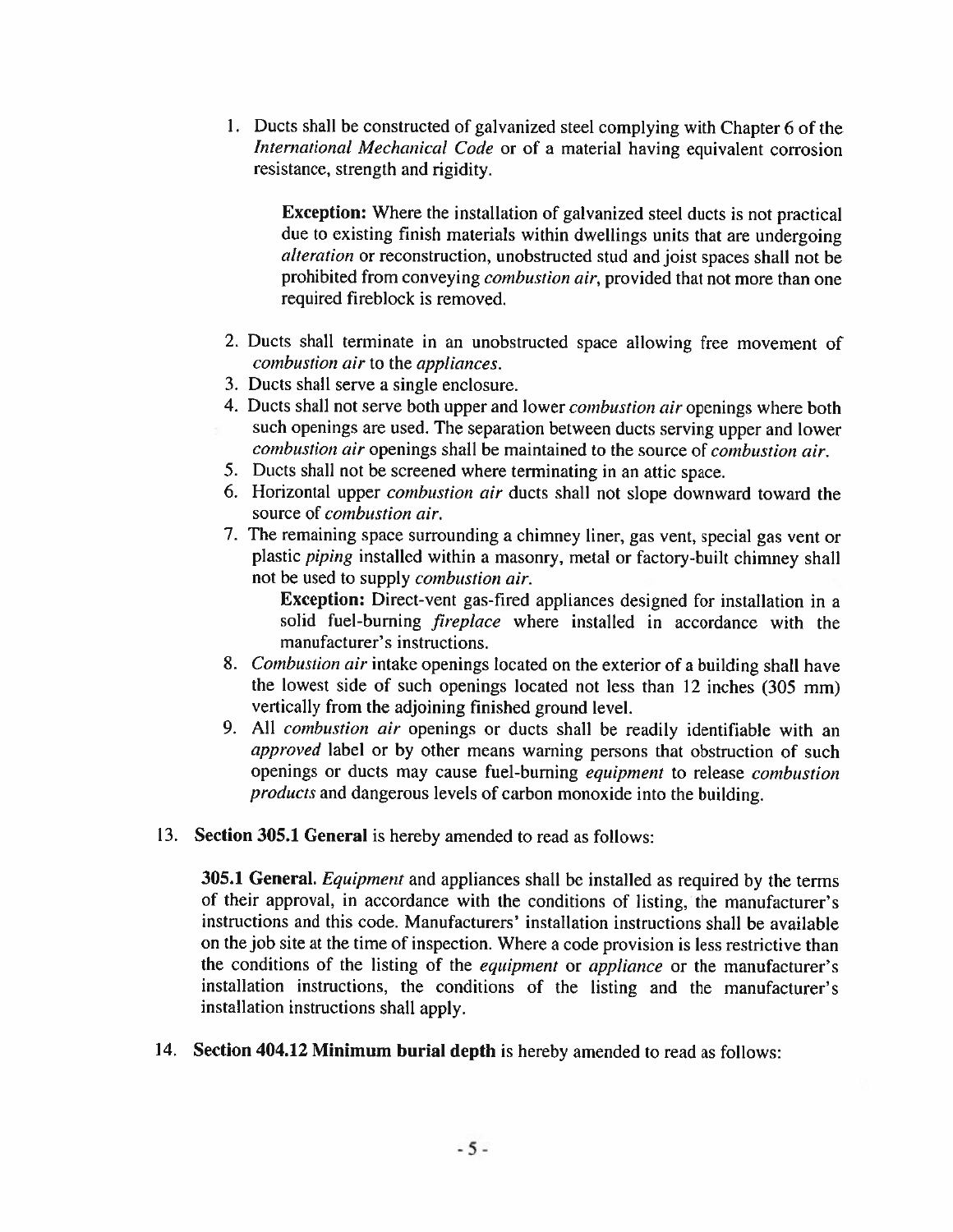1. Ducts shall be constructed of galvanized steel complying with Chapter 6 of the *International Mechanical Code* or of a material having equivalent corrosion resistance, strength and rigidity.

   **Exception:** Where the installation of galvanized steel ducts is not practical due to existing finish materials within dwellings units that are undergoing *alteration* or reconstruction, unobstructed stud and joist spaces shall not be prohibited from conveying *combustion air*, provided that not more than one required fireblock is removed.

2. Ducts shall terminate in an unobstructed space allowing free movement of *combustion air* to the *appliances*.
3. Ducts shall serve a single enclosure.
4. Ducts shall not serve both upper and lower *combustion air* openings where both such openings are used. The separation between ducts serving upper and lower *combustion air* openings shall be maintained to the source of *combustion air*.
5. Ducts shall not be screened where terminating in an attic space.
6. Horizontal upper *combustion air* ducts shall not slope downward toward the source of *combustion air*.
7. The remaining space surrounding a chimney liner, gas vent, special gas vent or plastic *piping* installed within a masonry, metal or factory-built chimney shall not be used to supply *combustion air*.

   **Exception:** Direct-vent gas-fired appliances designed for installation in a solid fuel-burning *fireplace* where installed in accordance with the manufacturer's instructions.
8. *Combustion air* intake openings located on the exterior of a building shall have the lowest side of such openings located not less than 12 inches (305 mm) vertically from the adjoining finished ground level.
9. All *combustion air* openings or ducts shall be readily identifiable with an *approved* label or by other means warning persons that obstruction of such openings or ducts may cause fuel-burning *equipment* to release *combustion products* and dangerous levels of carbon monoxide into the building.

13. **Section 305.1 General** is hereby amended to read as follows:

    **305.1 General.** *Equipment* and appliances shall be installed as required by the terms of their approval, in accordance with the conditions of listing, the manufacturer's instructions and this code. Manufacturers' installation instructions shall be available on the job site at the time of inspection. Where a code provision is less restrictive than the conditions of the listing of the *equipment* or *appliance* or the manufacturer's installation instructions, the conditions of the listing and the manufacturer's installation instructions shall apply.

14. **Section 404.12 Minimum burial depth** is hereby amended to read as follows: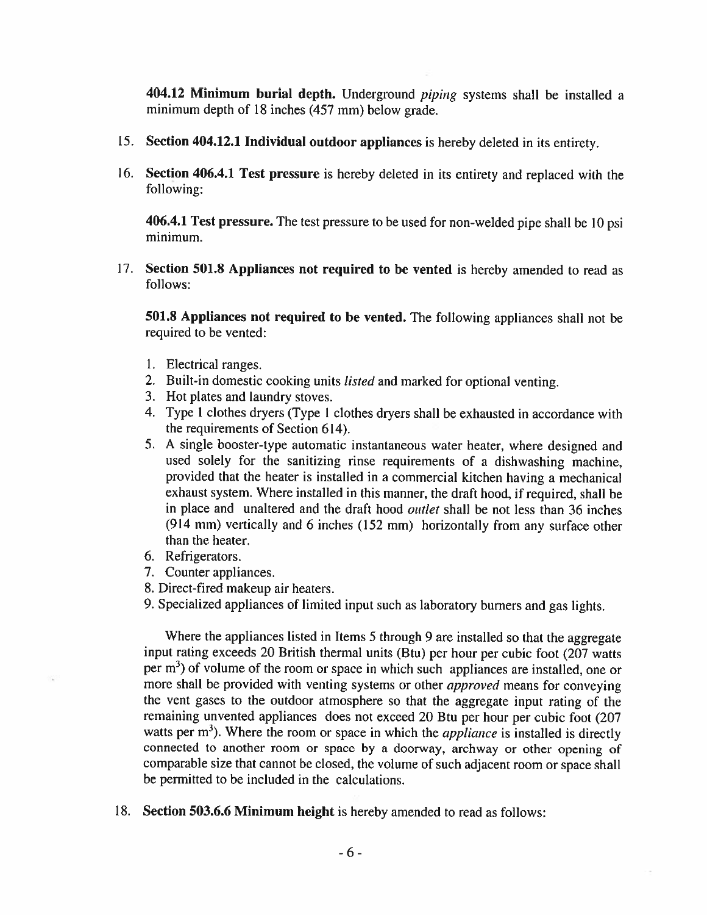**404.12 Minimum burial depth.** Underground *piping* systems shall be installed a minimum depth of 18 inches (457 mm) below grade.

15. **Section 404.12.1 Individual outdoor appliances** is hereby deleted in its entirety.

16. **Section 406.4.1 Test pressure** is hereby deleted in its entirety and replaced with the following:

    **406.4.1 Test pressure.** The test pressure to be used for non-welded pipe shall be 10 psi minimum.

17. **Section 501.8 Appliances not required to be vented** is hereby amended to read as follows:

    **501.8 Appliances not required to be vented.** The following appliances shall not be required to be vented:

    1. Electrical ranges.
    2. Built-in domestic cooking units *listed* and marked for optional venting.
    3. Hot plates and laundry stoves.
    4. Type 1 clothes dryers (Type 1 clothes dryers shall be exhausted in accordance with the requirements of Section 614).
    5. A single booster-type automatic instantaneous water heater, where designed and used solely for the sanitizing rinse requirements of a dishwashing machine, provided that the heater is installed in a commercial kitchen having a mechanical exhaust system. Where installed in this manner, the draft hood, if required, shall be in place and unaltered and the draft hood *outlet* shall be not less than 36 inches (914 mm) vertically and 6 inches (152 mm) horizontally from any surface other than the heater.
    6. Refrigerators.
    7. Counter appliances.
    8. Direct-fired makeup air heaters.
    9. Specialized appliances of limited input such as laboratory burners and gas lights.

    Where the appliances listed in Items 5 through 9 are installed so that the aggregate input rating exceeds 20 British thermal units (Btu) per hour per cubic foot (207 watts per $m^3$) of volume of the room or space in which such appliances are installed, one or more shall be provided with venting systems or other *approved* means for conveying the vent gases to the outdoor atmosphere so that the aggregate input rating of the remaining unvented appliances does not exceed 20 Btu per hour per cubic foot (207 watts per $m^3$). Where the room or space in which the *appliance* is installed is directly connected to another room or space by a doorway, archway or other opening of comparable size that cannot be closed, the volume of such adjacent room or space shall be permitted to be included in the calculations.

18. **Section 503.6.6 Minimum height** is hereby amended to read as follows: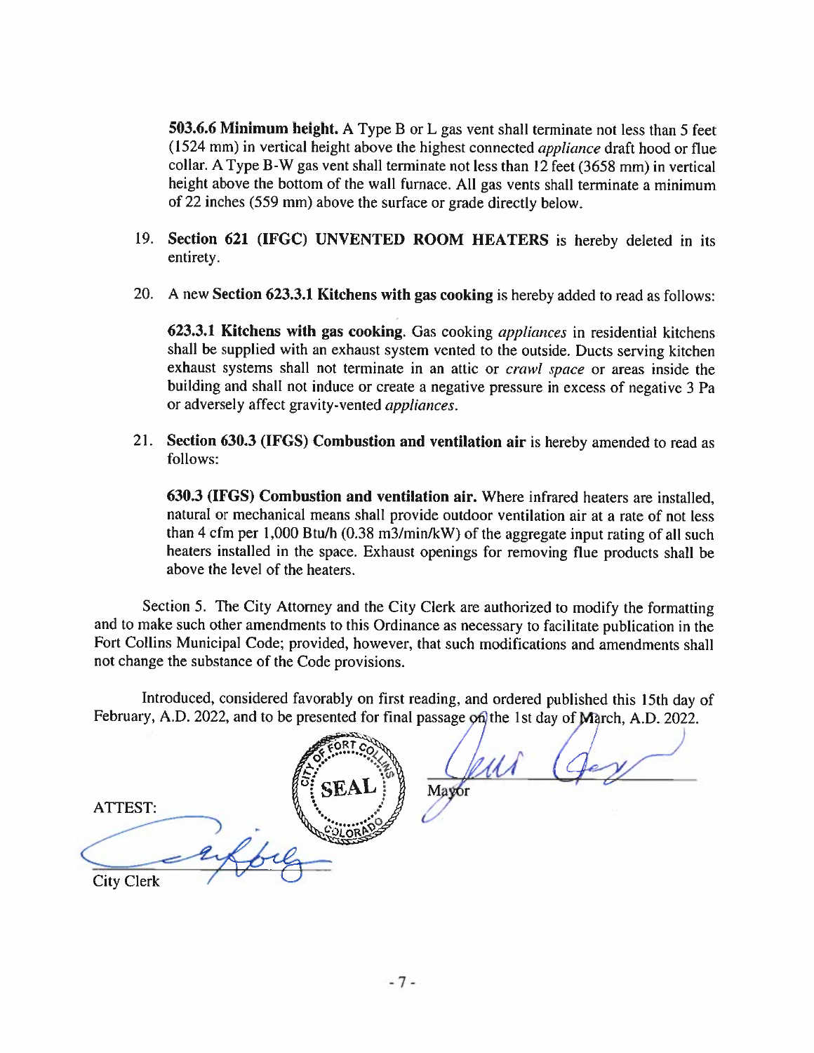**503.6.6 Minimum height.** A Type B or L gas vent shall terminate not less than 5 feet (1524 mm) in vertical height above the highest connected *appliance* draft hood or flue collar. A Type B-W gas vent shall terminate not less than 12 feet (3658 mm) in vertical height above the bottom of the wall furnace. All gas vents shall terminate a minimum of 22 inches (559 mm) above the surface or grade directly below.

19. **Section 621 (IFGC) UNVENTED ROOM HEATERS** is hereby deleted in its entirety.

20. A new **Section 623.3.1 Kitchens with gas cooking** is hereby added to read as follows:

    **623.3.1 Kitchens with gas cooking.** Gas cooking *appliances* in residential kitchens shall be supplied with an exhaust system vented to the outside. Ducts serving kitchen exhaust systems shall not terminate in an attic or *crawl space* or areas inside the building and shall not induce or create a negative pressure in excess of negative 3 Pa or adversely affect gravity-vented *appliances*.

21. **Section 630.3 (IFGS) Combustion and ventilation air** is hereby amended to read as follows:

    **630.3 (IFGS) Combustion and ventilation air.** Where infrared heaters are installed, natural or mechanical means shall provide outdoor ventilation air at a rate of not less than 4 cfm per 1,000 Btu/h (0.38 m3/min/kW) of the aggregate input rating of all such heaters installed in the space. Exhaust openings for removing flue products shall be above the level of the heaters.

Section 5. The City Attorney and the City Clerk are authorized to modify the formatting and to make such other amendments to this Ordinance as necessary to facilitate publication in the Fort Collins Municipal Code; provided, however, that such modifications and amendments shall not change the substance of the Code provisions.

Introduced, considered favorably on first reading, and ordered published this 15th day of February, A.D. 2022, and to be presented for final passage on the 1st day of March, A.D. 2022.

SEAL — CITY OF FORT COLLINS, COLORADO

Mayor

ATTEST:

City Clerk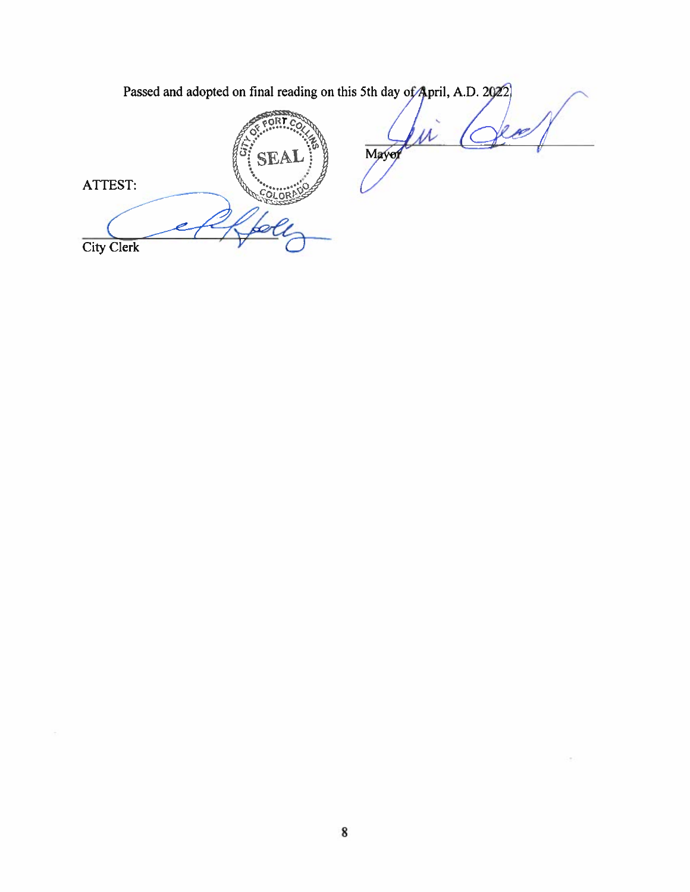Passed and adopted on final reading on this 5th day of April, A.D. 2022.

Mayor

ATTEST:

City Clerk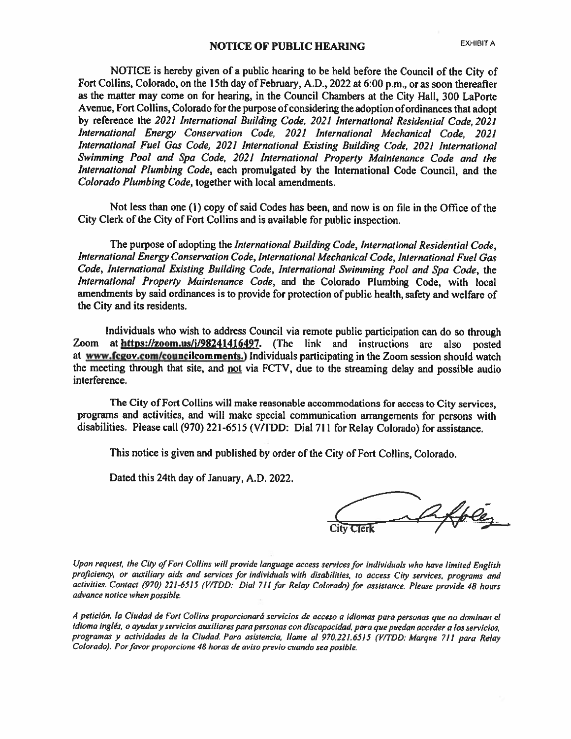EXHIBIT A

# NOTICE OF PUBLIC HEARING

NOTICE is hereby given of a public hearing to be held before the Council of the City of Fort Collins, Colorado, on the 15th day of February, A.D., 2022 at 6:00 p.m., or as soon thereafter as the matter may come on for hearing, in the Council Chambers at the City Hall, 300 LaPorte Avenue, Fort Collins, Colorado for the purpose of considering the adoption of ordinances that adopt by reference the *2021 International Building Code, 2021 International Residential Code, 2021 International Energy Conservation Code, 2021 International Mechanical Code, 2021 International Fuel Gas Code, 2021 International Existing Building Code, 2021 International Swimming Pool and Spa Code, 2021 International Property Maintenance Code and the International Plumbing Code*, each promulgated by the International Code Council, and the *Colorado Plumbing Code*, together with local amendments.

Not less than one (1) copy of said Codes has been, and now is on file in the Office of the City Clerk of the City of Fort Collins and is available for public inspection.

The purpose of adopting the *International Building Code, International Residential Code, International Energy Conservation Code, International Mechanical Code, International Fuel Gas Code, International Existing Building Code, International Swimming Pool and Spa Code*, the *International Property Maintenance Code*, and the Colorado Plumbing Code, with local amendments by said ordinances is to provide for protection of public health, safety and welfare of the City and its residents.

Individuals who wish to address Council via remote public participation can do so through Zoom at **https://zoom.us/j/98241416497**. (The link and instructions are also posted at **www.fcgov.com/councilcomments.**) Individuals participating in the Zoom session should watch the meeting through that site, and not via FCTV, due to the streaming delay and possible audio interference.

The City of Fort Collins will make reasonable accommodations for access to City services, programs and activities, and will make special communication arrangements for persons with disabilities. Please call (970) 221-6515 (V/TDD: Dial 711 for Relay Colorado) for assistance.

This notice is given and published by order of the City of Fort Collins, Colorado.

Dated this 24th day of January, A.D. 2022.

City Clerk

*Upon request, the City of Fort Collins will provide language access services for individuals who have limited English proficiency, or auxiliary aids and services for individuals with disabilities, to access City services, programs and activities. Contact (970) 221-6515 (V/TDD: Dial 711 for Relay Colorado) for assistance. Please provide 48 hours advance notice when possible.*

*A petición, la Ciudad de Fort Collins proporcionará servicios de acceso a idiomas para personas que no dominan el idioma inglés, o ayudas y servicios auxiliares para personas con discapacidad, para que puedan acceder a los servicios, programas y actividades de la Ciudad. Para asistencia, llame al 970.221.6515 (V/TDD: Marque 711 para Relay Colorado). Por favor proporcione 48 horas de aviso previo cuando sea posible.*